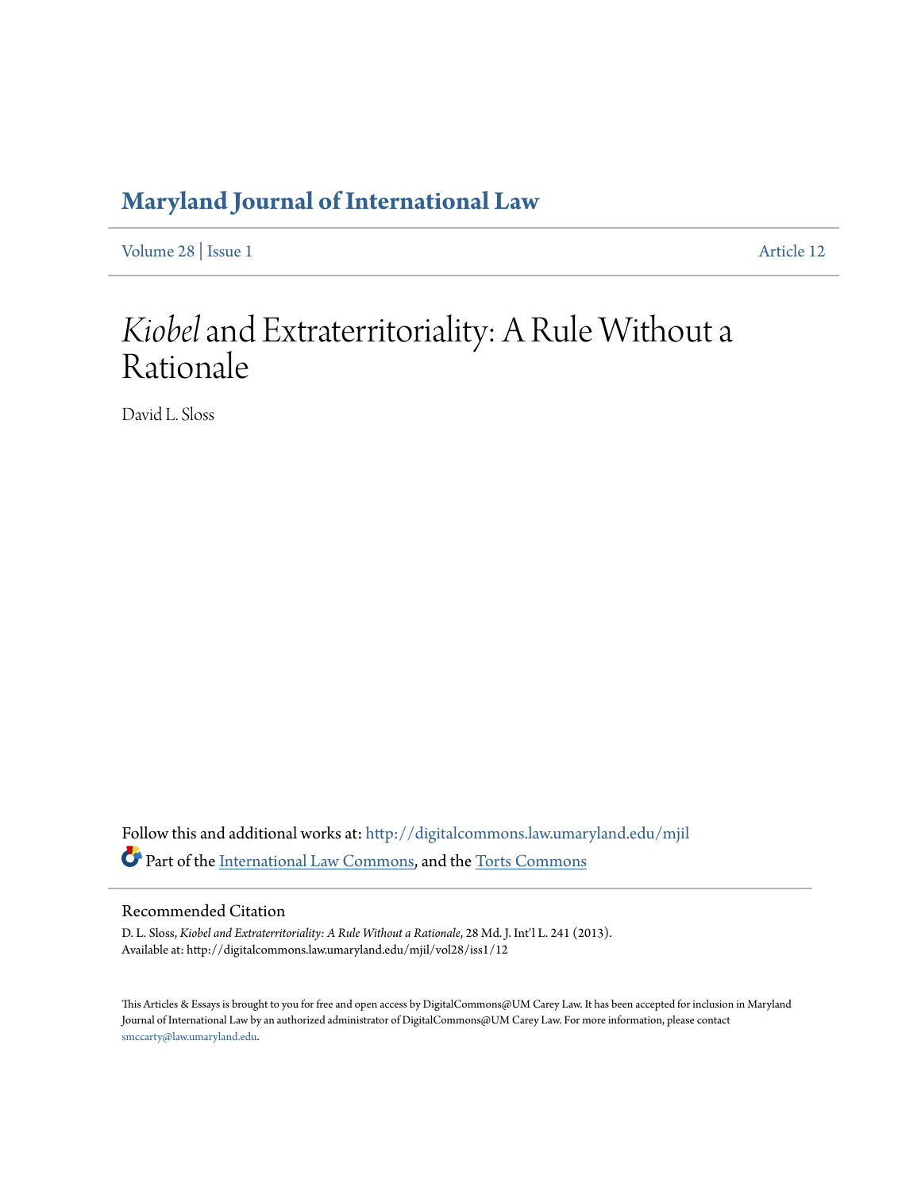# Maryland Journal of International Law

Volume 28 | Issue 1 Article 12

# *Kiobel* and Extraterritoriality: A Rule Without a Rationale

David L. Sloss

Follow this and additional works at: http://digitalcommons.law.umaryland.edu/mjil

Part of the International Law Commons, and the Torts Commons

## Recommended Citation

D. L. Sloss, *Kiobel and Extraterritoriality: A Rule Without a Rationale*, 28 Md. J. Int'l L. 241 (2013).
Available at: http://digitalcommons.law.umaryland.edu/mjil/vol28/iss1/12

This Articles & Essays is brought to you for free and open access by DigitalCommons@UM Carey Law. It has been accepted for inclusion in Maryland Journal of International Law by an authorized administrator of DigitalCommons@UM Carey Law. For more information, please contact smccarty@law.umaryland.edu.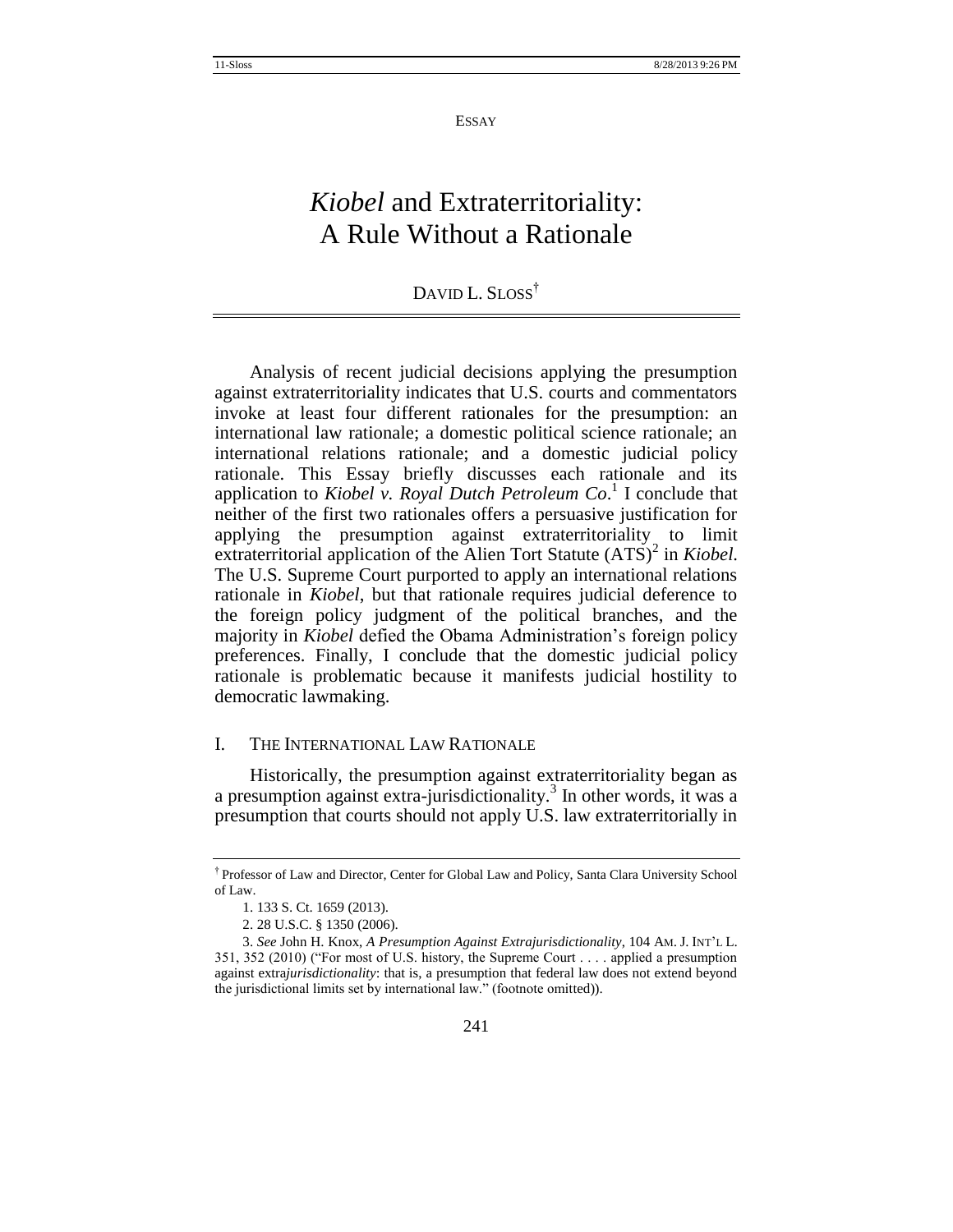ESSAY

# *Kiobel* and Extraterritoriality: A Rule Without a Rationale

DAVID L. SLOSS[†]

Analysis of recent judicial decisions applying the presumption against extraterritoriality indicates that U.S. courts and commentators invoke at least four different rationales for the presumption: an international law rationale; a domestic political science rationale; an international relations rationale; and a domestic judicial policy rationale. This Essay briefly discusses each rationale and its application to *Kiobel v. Royal Dutch Petroleum Co*.[1] I conclude that neither of the first two rationales offers a persuasive justification for applying the presumption against extraterritoriality to limit extraterritorial application of the Alien Tort Statute (ATS)[2] in *Kiobel*. The U.S. Supreme Court purported to apply an international relations rationale in *Kiobel*, but that rationale requires judicial deference to the foreign policy judgment of the political branches, and the majority in *Kiobel* defied the Obama Administration's foreign policy preferences. Finally, I conclude that the domestic judicial policy rationale is problematic because it manifests judicial hostility to democratic lawmaking.

## I. THE INTERNATIONAL LAW RATIONALE

Historically, the presumption against extraterritoriality began as a presumption against extra-jurisdictionality.[3] In other words, it was a presumption that courts should not apply U.S. law extraterritorially in

---

[†] Professor of Law and Director, Center for Global Law and Policy, Santa Clara University School of Law.

1. 133 S. Ct. 1659 (2013).

2. 28 U.S.C. § 1350 (2006).

3. *See* John H. Knox, *A Presumption Against Extrajurisdictionality*, 104 AM. J. INT'L L. 351, 352 (2010) ("For most of U.S. history, the Supreme Court . . . . applied a presumption against extra*jurisdictionality*: that is, a presumption that federal law does not extend beyond the jurisdictional limits set by international law." (footnote omitted)).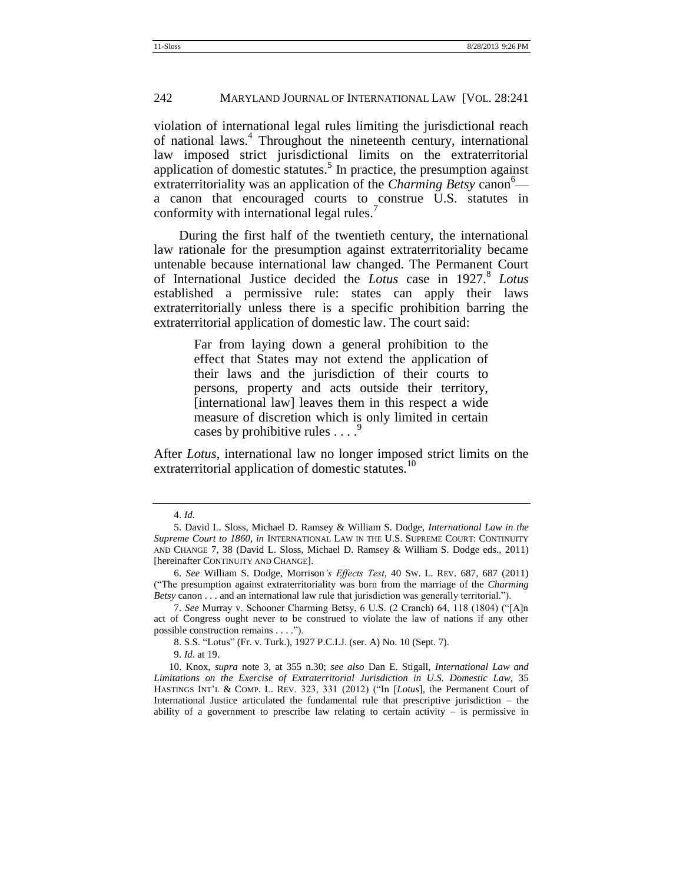violation of international legal rules limiting the jurisdictional reach of national laws.[4] Throughout the nineteenth century, international law imposed strict jurisdictional limits on the extraterritorial application of domestic statutes.[5] In practice, the presumption against extraterritoriality was an application of the *Charming Betsy* canon[6]—a canon that encouraged courts to construe U.S. statutes in conformity with international legal rules.[7]

During the first half of the twentieth century, the international law rationale for the presumption against extraterritoriality became untenable because international law changed. The Permanent Court of International Justice decided the *Lotus* case in 1927.[8] *Lotus* established a permissive rule: states can apply their laws extraterritorially unless there is a specific prohibition barring the extraterritorial application of domestic law. The court said:

> Far from laying down a general prohibition to the effect that States may not extend the application of their laws and the jurisdiction of their courts to persons, property and acts outside their territory, [international law] leaves them in this respect a wide measure of discretion which is only limited in certain cases by prohibitive rules . . . .[9]

After *Lotus*, international law no longer imposed strict limits on the extraterritorial application of domestic statutes.[10]

---

4. *Id.*

5. David L. Sloss, Michael D. Ramsey & William S. Dodge, *International Law in the Supreme Court to 1860*, *in* INTERNATIONAL LAW IN THE U.S. SUPREME COURT: CONTINUITY AND CHANGE 7, 38 (David L. Sloss, Michael D. Ramsey & William S. Dodge eds., 2011) [hereinafter CONTINUITY AND CHANGE].

6. *See* William S. Dodge, Morrison*'s Effects Test*, 40 SW. L. REV. 687, 687 (2011) ("The presumption against extraterritoriality was born from the marriage of the *Charming Betsy* canon . . . and an international law rule that jurisdiction was generally territorial.").

7. *See* Murray v. Schooner Charming Betsy, 6 U.S. (2 Cranch) 64, 118 (1804) ("[A]n act of Congress ought never to be construed to violate the law of nations if any other possible construction remains . . . .").

8. S.S. "Lotus" (Fr. v. Turk.), 1927 P.C.I.J. (ser. A) No. 10 (Sept. 7).

9. *Id*. at 19.

10. Knox, *supra* note 3, at 355 n.30; *see also* Dan E. Stigall, *International Law and Limitations on the Exercise of Extraterritorial Jurisdiction in U.S. Domestic Law*, 35 HASTINGS INT'L & COMP. L. REV. 323, 331 (2012) ("In [*Lotus*], the Permanent Court of International Justice articulated the fundamental rule that prescriptive jurisdiction – the ability of a government to prescribe law relating to certain activity – is permissive in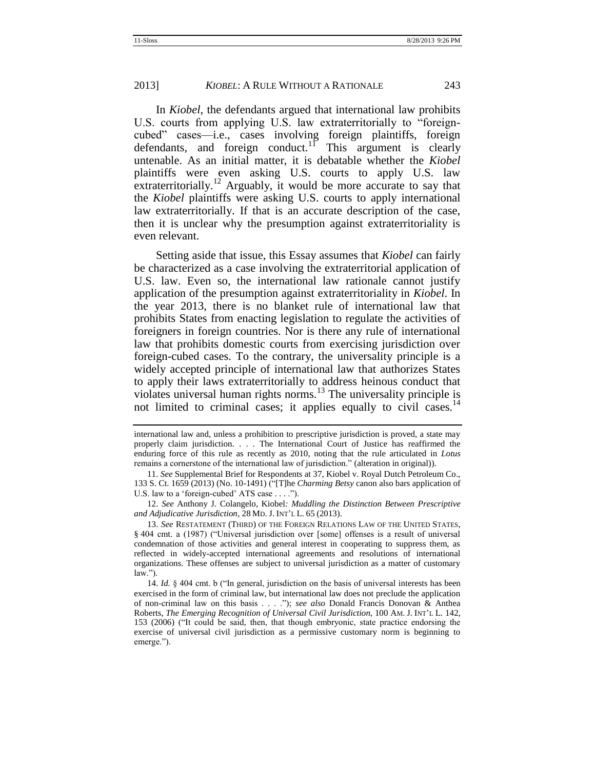In *Kiobel*, the defendants argued that international law prohibits U.S. courts from applying U.S. law extraterritorially to "foreign-cubed" cases—i.e., cases involving foreign plaintiffs, foreign defendants, and foreign conduct.[11] This argument is clearly untenable. As an initial matter, it is debatable whether the *Kiobel* plaintiffs were even asking U.S. courts to apply U.S. law extraterritorially.[12] Arguably, it would be more accurate to say that the *Kiobel* plaintiffs were asking U.S. courts to apply international law extraterritorially. If that is an accurate description of the case, then it is unclear why the presumption against extraterritoriality is even relevant.

Setting aside that issue, this Essay assumes that *Kiobel* can fairly be characterized as a case involving the extraterritorial application of U.S. law. Even so, the international law rationale cannot justify application of the presumption against extraterritoriality in *Kiobel*. In the year 2013, there is no blanket rule of international law that prohibits States from enacting legislation to regulate the activities of foreigners in foreign countries. Nor is there any rule of international law that prohibits domestic courts from exercising jurisdiction over foreign-cubed cases. To the contrary, the universality principle is a widely accepted principle of international law that authorizes States to apply their laws extraterritorially to address heinous conduct that violates universal human rights norms.[13] The universality principle is not limited to criminal cases; it applies equally to civil cases.[14]

---

international law and, unless a prohibition to prescriptive jurisdiction is proved, a state may properly claim jurisdiction. . . . The International Court of Justice has reaffirmed the enduring force of this rule as recently as 2010, noting that the rule articulated in *Lotus* remains a cornerstone of the international law of jurisdiction." (alteration in original)).

11. *See* Supplemental Brief for Respondents at 37, Kiobel v. Royal Dutch Petroleum Co., 133 S. Ct. 1659 (2013) (No. 10-1491) ("[T]he *Charming Betsy* canon also bars application of U.S. law to a 'foreign-cubed' ATS case . . . .").

12. *See* Anthony J. Colangelo, Kiobel*: Muddling the Distinction Between Prescriptive and Adjudicative Jurisdiction*, 28 MD. J. INT'L L. 65 (2013).

13. *See* RESTATEMENT (THIRD) OF THE FOREIGN RELATIONS LAW OF THE UNITED STATES, § 404 cmt. a (1987) ("Universal jurisdiction over [some] offenses is a result of universal condemnation of those activities and general interest in cooperating to suppress them, as reflected in widely-accepted international agreements and resolutions of international organizations. These offenses are subject to universal jurisdiction as a matter of customary law.").

14. *Id.* § 404 cmt. b ("In general, jurisdiction on the basis of universal interests has been exercised in the form of criminal law, but international law does not preclude the application of non-criminal law on this basis . . . ."); *see also* Donald Francis Donovan & Anthea Roberts, *The Emerging Recognition of Universal Civil Jurisdiction*, 100 AM. J. INT'L L. 142, 153 (2006) ("It could be said, then, that though embryonic, state practice endorsing the exercise of universal civil jurisdiction as a permissive customary norm is beginning to emerge.").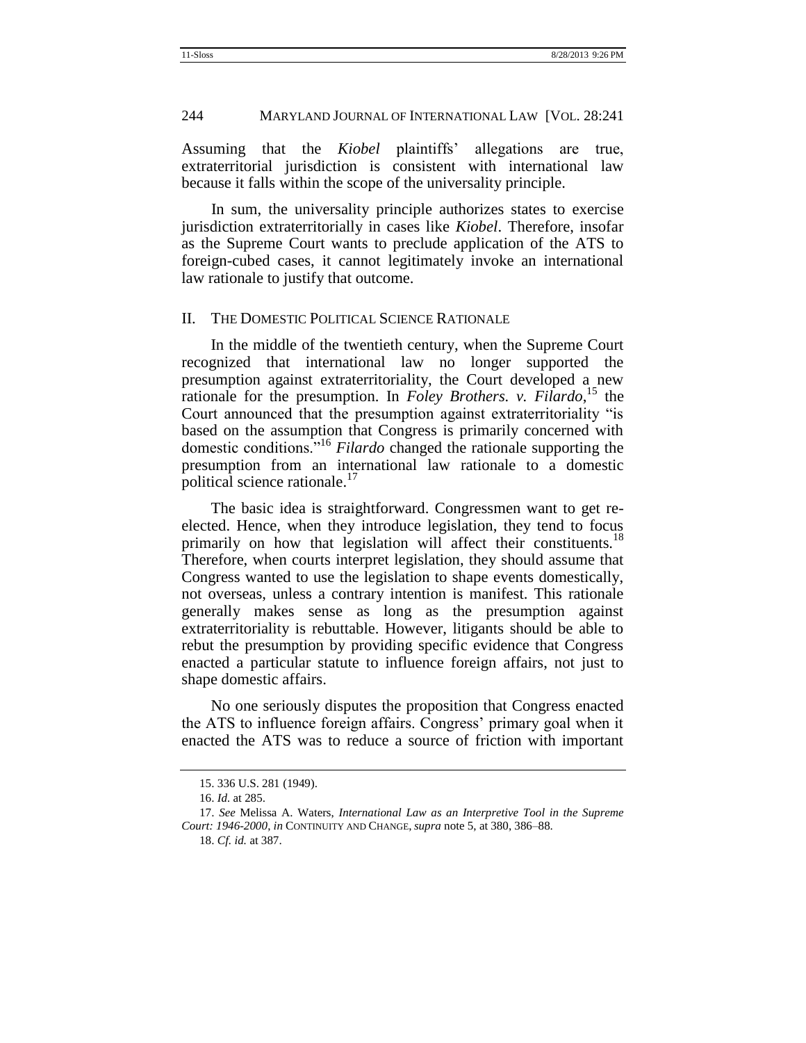Assuming that the *Kiobel* plaintiffs' allegations are true, extraterritorial jurisdiction is consistent with international law because it falls within the scope of the universality principle.

In sum, the universality principle authorizes states to exercise jurisdiction extraterritorially in cases like *Kiobel*. Therefore, insofar as the Supreme Court wants to preclude application of the ATS to foreign-cubed cases, it cannot legitimately invoke an international law rationale to justify that outcome.

## II. THE DOMESTIC POLITICAL SCIENCE RATIONALE

In the middle of the twentieth century, when the Supreme Court recognized that international law no longer supported the presumption against extraterritoriality, the Court developed a new rationale for the presumption. In *Foley Brothers. v. Filardo*,[15] the Court announced that the presumption against extraterritoriality "is based on the assumption that Congress is primarily concerned with domestic conditions."[16] *Filardo* changed the rationale supporting the presumption from an international law rationale to a domestic political science rationale.[17]

The basic idea is straightforward. Congressmen want to get re-elected. Hence, when they introduce legislation, they tend to focus primarily on how that legislation will affect their constituents.[18] Therefore, when courts interpret legislation, they should assume that Congress wanted to use the legislation to shape events domestically, not overseas, unless a contrary intention is manifest. This rationale generally makes sense as long as the presumption against extraterritoriality is rebuttable. However, litigants should be able to rebut the presumption by providing specific evidence that Congress enacted a particular statute to influence foreign affairs, not just to shape domestic affairs.

No one seriously disputes the proposition that Congress enacted the ATS to influence foreign affairs. Congress' primary goal when it enacted the ATS was to reduce a source of friction with important

---

15. 336 U.S. 281 (1949).

16. *Id.* at 285.

17. *See* Melissa A. Waters, *International Law as an Interpretive Tool in the Supreme Court: 1946-2000*, *in* CONTINUITY AND CHANGE, *supra* note 5, at 380, 386–88.

18. *Cf. id.* at 387.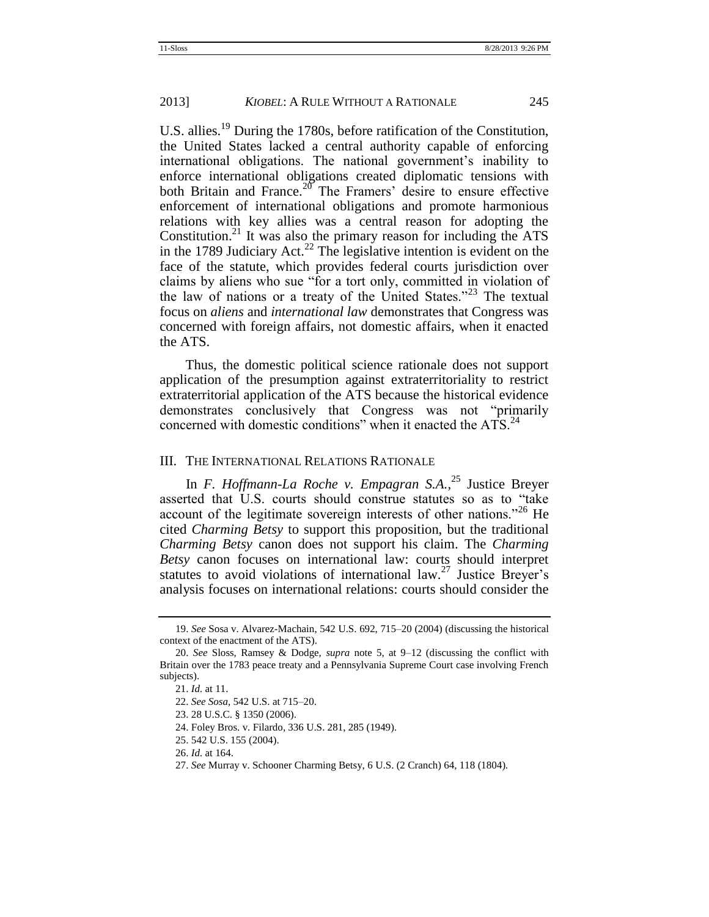U.S. allies.[19] During the 1780s, before ratification of the Constitution, the United States lacked a central authority capable of enforcing international obligations. The national government's inability to enforce international obligations created diplomatic tensions with both Britain and France.[20] The Framers' desire to ensure effective enforcement of international obligations and promote harmonious relations with key allies was a central reason for adopting the Constitution.[21] It was also the primary reason for including the ATS in the 1789 Judiciary Act.[22] The legislative intention is evident on the face of the statute, which provides federal courts jurisdiction over claims by aliens who sue "for a tort only, committed in violation of the law of nations or a treaty of the United States."[23] The textual focus on *aliens* and *international law* demonstrates that Congress was concerned with foreign affairs, not domestic affairs, when it enacted the ATS.

Thus, the domestic political science rationale does not support application of the presumption against extraterritoriality to restrict extraterritorial application of the ATS because the historical evidence demonstrates conclusively that Congress was not "primarily concerned with domestic conditions" when it enacted the ATS.[24]

## III. The International Relations Rationale

In *F. Hoffmann-La Roche v. Empagran S.A.*,[25] Justice Breyer asserted that U.S. courts should construe statutes so as to "take account of the legitimate sovereign interests of other nations."[26] He cited *Charming Betsy* to support this proposition, but the traditional *Charming Betsy* canon does not support his claim. The *Charming Betsy* canon focuses on international law: courts should interpret statutes to avoid violations of international law.[27] Justice Breyer's analysis focuses on international relations: courts should consider the

---

19. *See* Sosa v. Alvarez-Machain, 542 U.S. 692, 715–20 (2004) (discussing the historical context of the enactment of the ATS).

20. *See* Sloss, Ramsey & Dodge, *supra* note 5, at 9–12 (discussing the conflict with Britain over the 1783 peace treaty and a Pennsylvania Supreme Court case involving French subjects).

21. *Id.* at 11.

22. *See Sosa*, 542 U.S. at 715–20.

23. 28 U.S.C. § 1350 (2006).

24. Foley Bros. v. Filardo, 336 U.S. 281, 285 (1949).

25. 542 U.S. 155 (2004).

26. *Id.* at 164.

27. *See* Murray v. Schooner Charming Betsy, 6 U.S. (2 Cranch) 64, 118 (1804).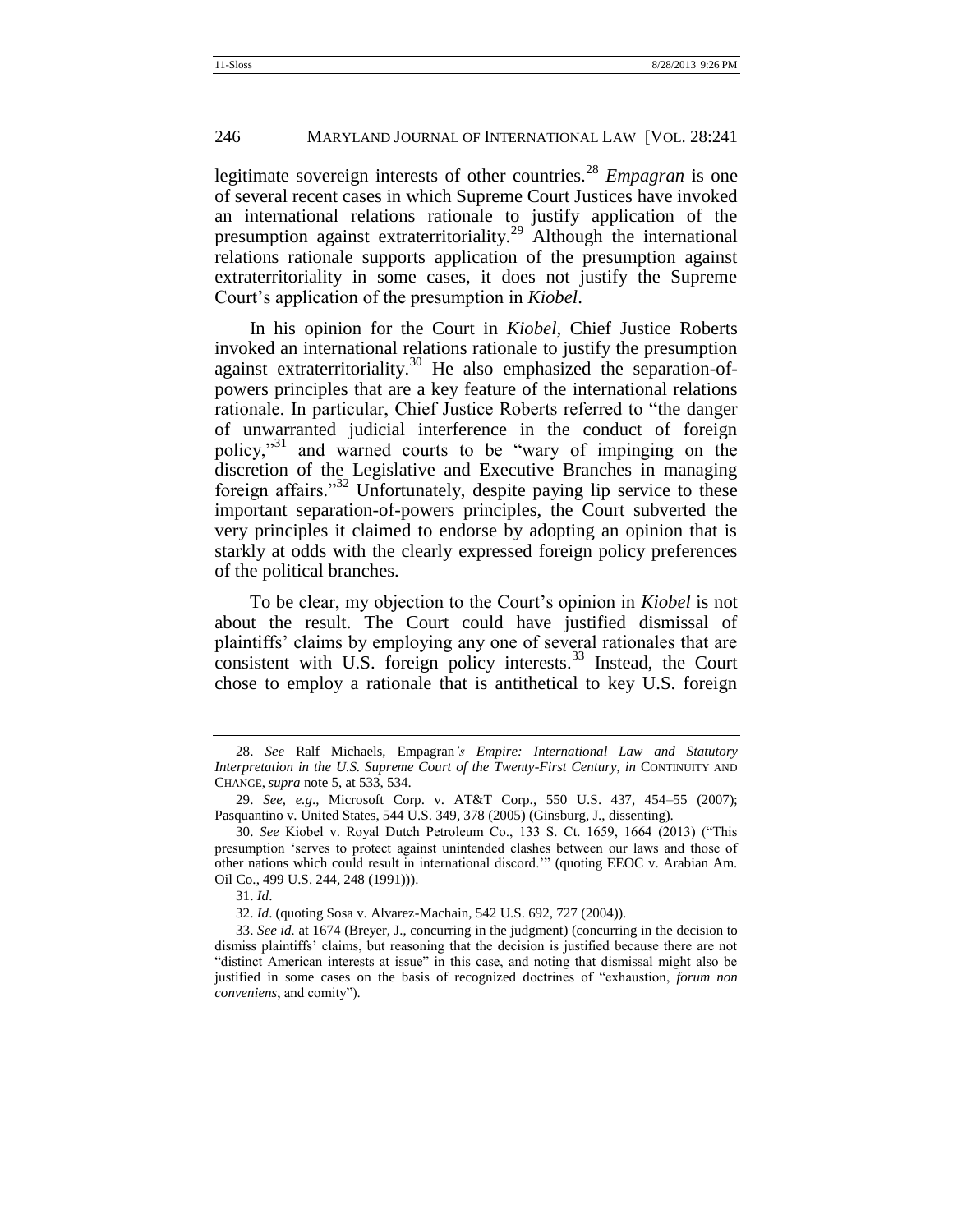legitimate sovereign interests of other countries.[28] *Empagran* is one of several recent cases in which Supreme Court Justices have invoked an international relations rationale to justify application of the presumption against extraterritoriality.[29] Although the international relations rationale supports application of the presumption against extraterritoriality in some cases, it does not justify the Supreme Court's application of the presumption in *Kiobel*.

In his opinion for the Court in *Kiobel*, Chief Justice Roberts invoked an international relations rationale to justify the presumption against extraterritoriality.[30] He also emphasized the separation-of-powers principles that are a key feature of the international relations rationale. In particular, Chief Justice Roberts referred to "the danger of unwarranted judicial interference in the conduct of foreign policy,"[31] and warned courts to be "wary of impinging on the discretion of the Legislative and Executive Branches in managing foreign affairs."[32] Unfortunately, despite paying lip service to these important separation-of-powers principles, the Court subverted the very principles it claimed to endorse by adopting an opinion that is starkly at odds with the clearly expressed foreign policy preferences of the political branches.

To be clear, my objection to the Court's opinion in *Kiobel* is not about the result. The Court could have justified dismissal of plaintiffs' claims by employing any one of several rationales that are consistent with U.S. foreign policy interests.[33] Instead, the Court chose to employ a rationale that is antithetical to key U.S. foreign

---

28. *See* Ralf Michaels, Empagran*'s Empire: International Law and Statutory Interpretation in the U.S. Supreme Court of the Twenty-First Century*, *in* CONTINUITY AND CHANGE, *supra* note 5, at 533, 534.

29. *See, e.g.*, Microsoft Corp. v. AT&T Corp., 550 U.S. 437, 454–55 (2007); Pasquantino v. United States, 544 U.S. 349, 378 (2005) (Ginsburg, J., dissenting).

30. *See* Kiobel v. Royal Dutch Petroleum Co., 133 S. Ct. 1659, 1664 (2013) ("This presumption 'serves to protect against unintended clashes between our laws and those of other nations which could result in international discord.'" (quoting EEOC v. Arabian Am. Oil Co., 499 U.S. 244, 248 (1991))).

31. *Id*.

32. *Id*. (quoting Sosa v. Alvarez-Machain, 542 U.S. 692, 727 (2004)).

33. *See id.* at 1674 (Breyer, J., concurring in the judgment) (concurring in the decision to dismiss plaintiffs' claims, but reasoning that the decision is justified because there are not "distinct American interests at issue" in this case, and noting that dismissal might also be justified in some cases on the basis of recognized doctrines of "exhaustion, *forum non conveniens*, and comity").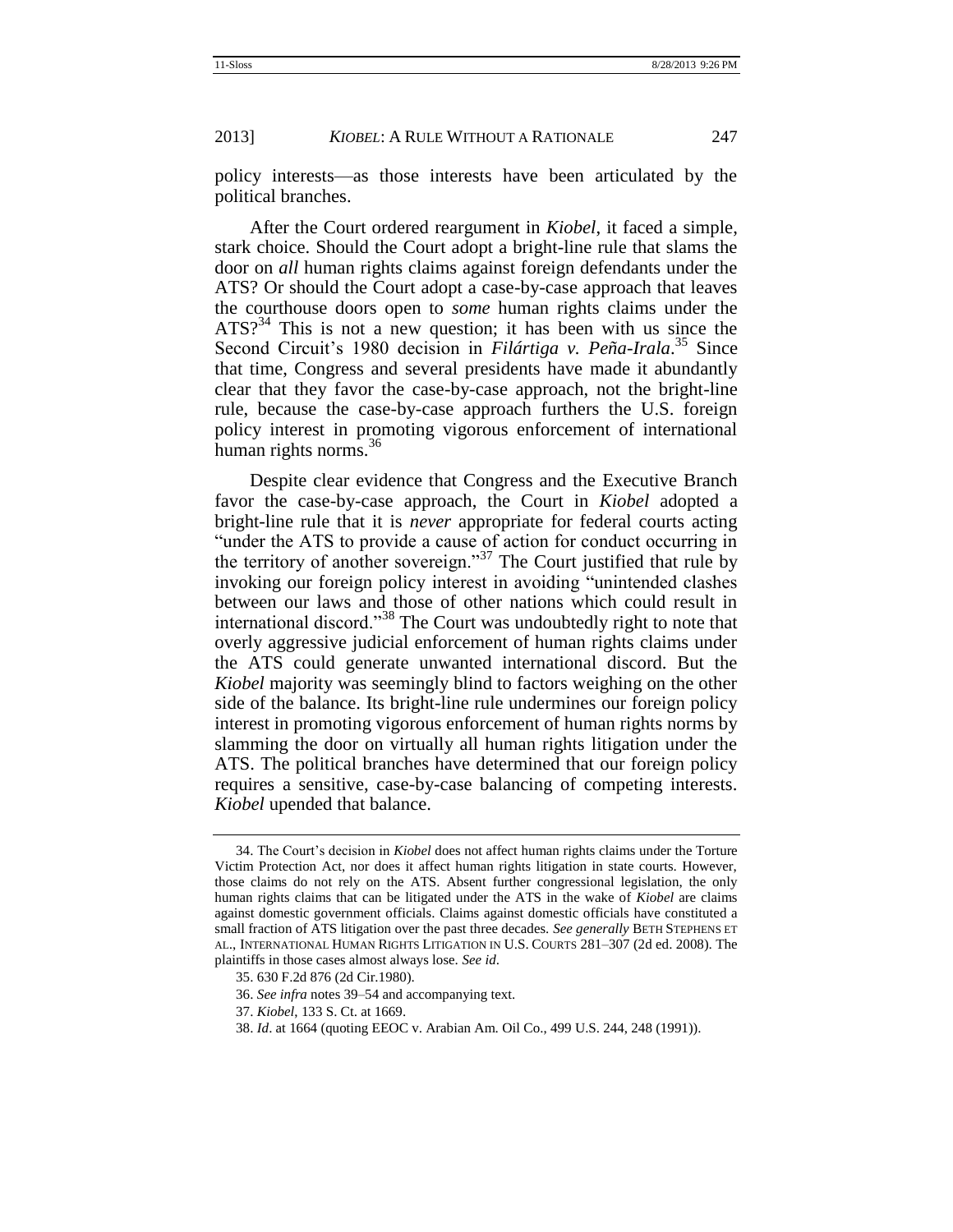policy interests—as those interests have been articulated by the political branches.

After the Court ordered reargument in *Kiobel*, it faced a simple, stark choice. Should the Court adopt a bright-line rule that slams the door on *all* human rights claims against foreign defendants under the ATS? Or should the Court adopt a case-by-case approach that leaves the courthouse doors open to *some* human rights claims under the ATS?[34] This is not a new question; it has been with us since the Second Circuit's 1980 decision in *Filártiga v. Peña-Irala*.[35] Since that time, Congress and several presidents have made it abundantly clear that they favor the case-by-case approach, not the bright-line rule, because the case-by-case approach furthers the U.S. foreign policy interest in promoting vigorous enforcement of international human rights norms.[36]

Despite clear evidence that Congress and the Executive Branch favor the case-by-case approach, the Court in *Kiobel* adopted a bright-line rule that it is *never* appropriate for federal courts acting "under the ATS to provide a cause of action for conduct occurring in the territory of another sovereign."[37] The Court justified that rule by invoking our foreign policy interest in avoiding "unintended clashes between our laws and those of other nations which could result in international discord."[38] The Court was undoubtedly right to note that overly aggressive judicial enforcement of human rights claims under the ATS could generate unwanted international discord. But the *Kiobel* majority was seemingly blind to factors weighing on the other side of the balance. Its bright-line rule undermines our foreign policy interest in promoting vigorous enforcement of human rights norms by slamming the door on virtually all human rights litigation under the ATS. The political branches have determined that our foreign policy requires a sensitive, case-by-case balancing of competing interests. *Kiobel* upended that balance.

---

34. The Court's decision in *Kiobel* does not affect human rights claims under the Torture Victim Protection Act, nor does it affect human rights litigation in state courts. However, those claims do not rely on the ATS. Absent further congressional legislation, the only human rights claims that can be litigated under the ATS in the wake of *Kiobel* are claims against domestic government officials. Claims against domestic officials have constituted a small fraction of ATS litigation over the past three decades. *See generally* BETH STEPHENS ET AL., INTERNATIONAL HUMAN RIGHTS LITIGATION IN U.S. COURTS 281–307 (2d ed. 2008). The plaintiffs in those cases almost always lose. *See id.*

35. 630 F.2d 876 (2d Cir.1980).

36. *See infra* notes 39–54 and accompanying text.

37. *Kiobel*, 133 S. Ct. at 1669.

38. *Id*. at 1664 (quoting EEOC v. Arabian Am. Oil Co., 499 U.S. 244, 248 (1991)).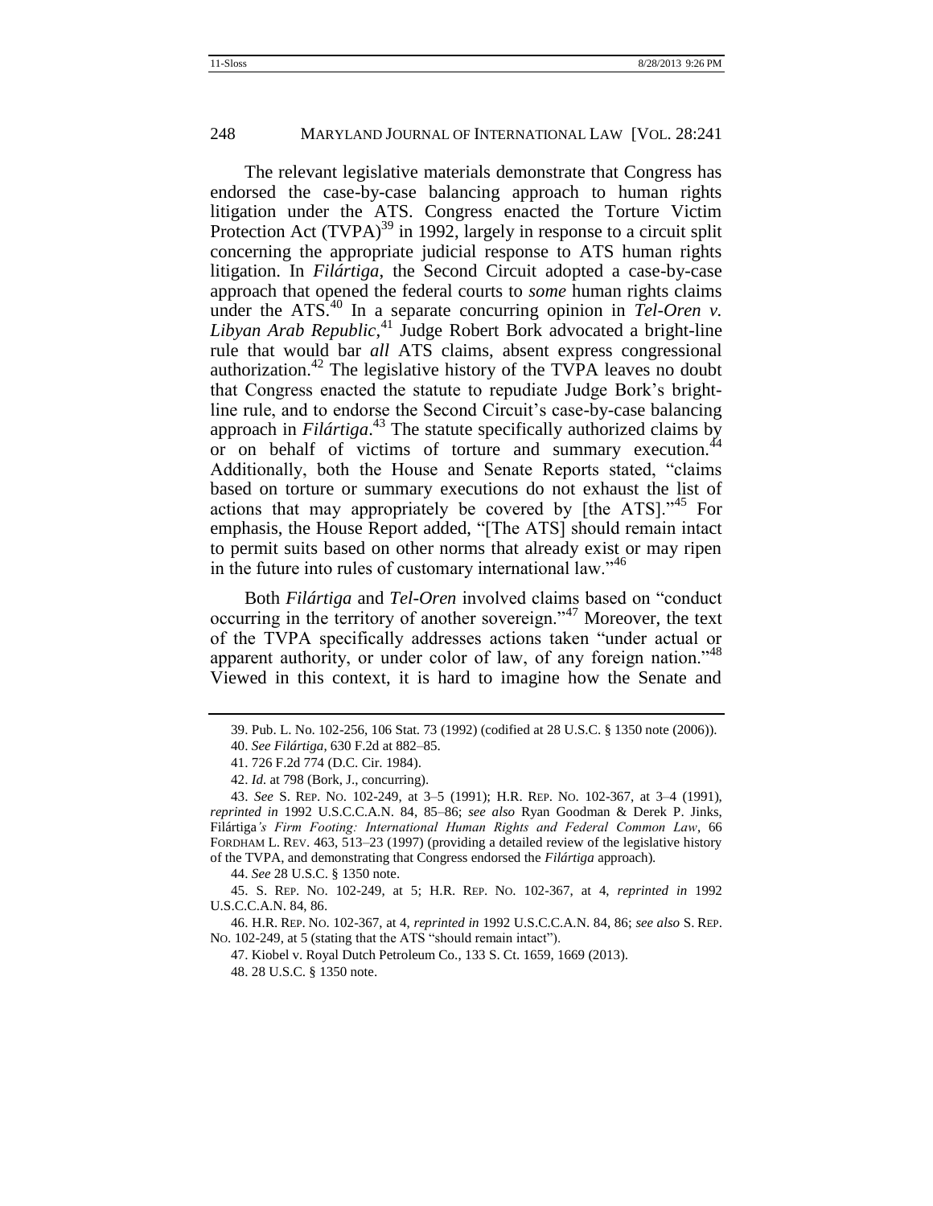The relevant legislative materials demonstrate that Congress has endorsed the case-by-case balancing approach to human rights litigation under the ATS. Congress enacted the Torture Victim Protection Act (TVPA)[39] in 1992, largely in response to a circuit split concerning the appropriate judicial response to ATS human rights litigation. In *Filártiga*, the Second Circuit adopted a case-by-case approach that opened the federal courts to *some* human rights claims under the ATS.[40] In a separate concurring opinion in *Tel-Oren v. Libyan Arab Republic*,[41] Judge Robert Bork advocated a bright-line rule that would bar *all* ATS claims, absent express congressional authorization.[42] The legislative history of the TVPA leaves no doubt that Congress enacted the statute to repudiate Judge Bork's bright-line rule, and to endorse the Second Circuit's case-by-case balancing approach in *Filártiga*.[43] The statute specifically authorized claims by or on behalf of victims of torture and summary execution.[44] Additionally, both the House and Senate Reports stated, "claims based on torture or summary executions do not exhaust the list of actions that may appropriately be covered by [the ATS]."[45] For emphasis, the House Report added, "[The ATS] should remain intact to permit suits based on other norms that already exist or may ripen in the future into rules of customary international law."[46]

Both *Filártiga* and *Tel-Oren* involved claims based on "conduct occurring in the territory of another sovereign."[47] Moreover, the text of the TVPA specifically addresses actions taken "under actual or apparent authority, or under color of law, of any foreign nation."[48] Viewed in this context, it is hard to imagine how the Senate and

---

39. Pub. L. No. 102-256, 106 Stat. 73 (1992) (codified at 28 U.S.C. § 1350 note (2006)).

40. *See Filártiga*, 630 F.2d at 882–85.

41. 726 F.2d 774 (D.C. Cir. 1984).

42. *Id.* at 798 (Bork, J., concurring).

43. *See* S. REP. NO. 102-249, at 3–5 (1991); H.R. REP. NO. 102-367, at 3–4 (1991), *reprinted in* 1992 U.S.C.C.A.N. 84, 85–86; *see also* Ryan Goodman & Derek P. Jinks, Filártiga*'s Firm Footing: International Human Rights and Federal Common Law*, 66 FORDHAM L. REV. 463, 513–23 (1997) (providing a detailed review of the legislative history of the TVPA, and demonstrating that Congress endorsed the *Filártiga* approach).

44. *See* 28 U.S.C. § 1350 note.

45. S. REP. NO. 102-249, at 5; H.R. REP. NO. 102-367, at 4, *reprinted in* 1992 U.S.C.C.A.N. 84, 86.

46. H.R. REP. NO. 102-367, at 4, *reprinted in* 1992 U.S.C.C.A.N. 84, 86; *see also* S. REP. NO. 102-249, at 5 (stating that the ATS "should remain intact").

47. Kiobel v. Royal Dutch Petroleum Co., 133 S. Ct. 1659, 1669 (2013).

48. 28 U.S.C. § 1350 note.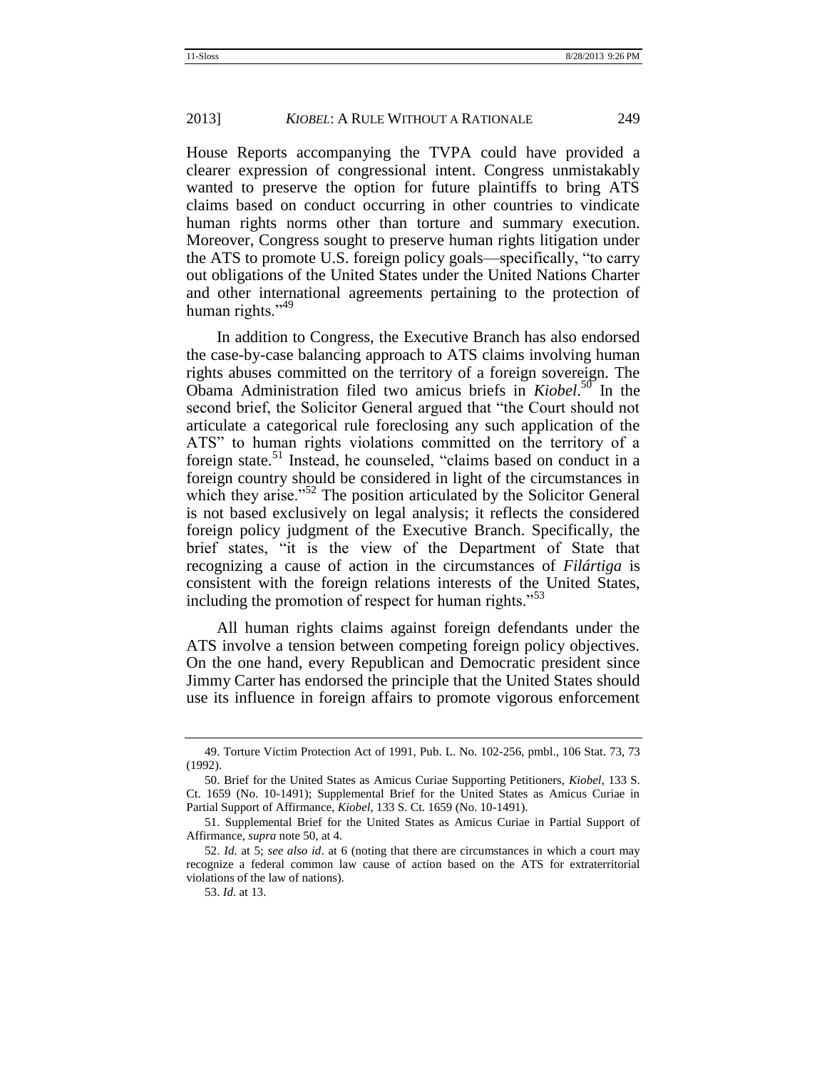House Reports accompanying the TVPA could have provided a clearer expression of congressional intent. Congress unmistakably wanted to preserve the option for future plaintiffs to bring ATS claims based on conduct occurring in other countries to vindicate human rights norms other than torture and summary execution. Moreover, Congress sought to preserve human rights litigation under the ATS to promote U.S. foreign policy goals—specifically, "to carry out obligations of the United States under the United Nations Charter and other international agreements pertaining to the protection of human rights."[49]

In addition to Congress, the Executive Branch has also endorsed the case-by-case balancing approach to ATS claims involving human rights abuses committed on the territory of a foreign sovereign. The Obama Administration filed two amicus briefs in *Kiobel*.[50] In the second brief, the Solicitor General argued that "the Court should not articulate a categorical rule foreclosing any such application of the ATS" to human rights violations committed on the territory of a foreign state.[51] Instead, he counseled, "claims based on conduct in a foreign country should be considered in light of the circumstances in which they arise."[52] The position articulated by the Solicitor General is not based exclusively on legal analysis; it reflects the considered foreign policy judgment of the Executive Branch. Specifically, the brief states, "it is the view of the Department of State that recognizing a cause of action in the circumstances of *Filártiga* is consistent with the foreign relations interests of the United States, including the promotion of respect for human rights."[53]

All human rights claims against foreign defendants under the ATS involve a tension between competing foreign policy objectives. On the one hand, every Republican and Democratic president since Jimmy Carter has endorsed the principle that the United States should use its influence in foreign affairs to promote vigorous enforcement

---

49. Torture Victim Protection Act of 1991, Pub. L. No. 102-256, pmbl., 106 Stat. 73, 73 (1992).

50. Brief for the United States as Amicus Curiae Supporting Petitioners, *Kiobel*, 133 S. Ct. 1659 (No. 10-1491); Supplemental Brief for the United States as Amicus Curiae in Partial Support of Affirmance, *Kiobel*, 133 S. Ct. 1659 (No. 10-1491).

51. Supplemental Brief for the United States as Amicus Curiae in Partial Support of Affirmance, *supra* note 50, at 4.

52. *Id.* at 5; *see also id*. at 6 (noting that there are circumstances in which a court may recognize a federal common law cause of action based on the ATS for extraterritorial violations of the law of nations).

53. *Id.* at 13.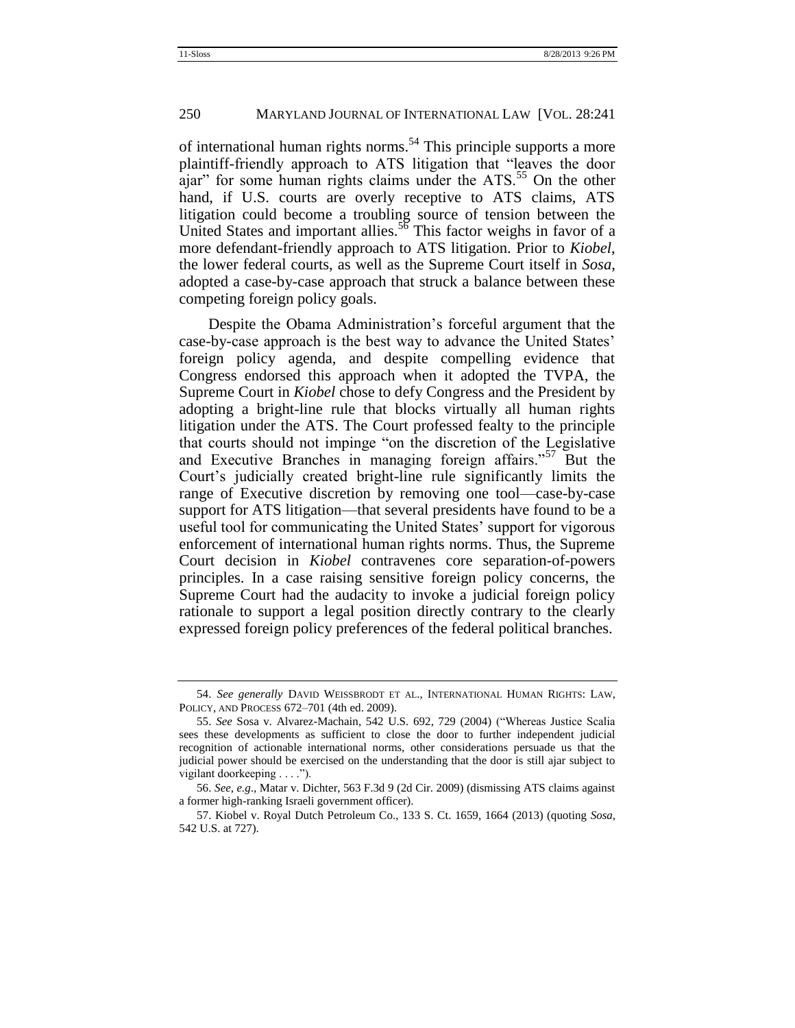of international human rights norms.[54] This principle supports a more plaintiff-friendly approach to ATS litigation that "leaves the door ajar" for some human rights claims under the ATS.[55] On the other hand, if U.S. courts are overly receptive to ATS claims, ATS litigation could become a troubling source of tension between the United States and important allies.[56] This factor weighs in favor of a more defendant-friendly approach to ATS litigation. Prior to *Kiobel*, the lower federal courts, as well as the Supreme Court itself in *Sosa*, adopted a case-by-case approach that struck a balance between these competing foreign policy goals.

Despite the Obama Administration's forceful argument that the case-by-case approach is the best way to advance the United States' foreign policy agenda, and despite compelling evidence that Congress endorsed this approach when it adopted the TVPA, the Supreme Court in *Kiobel* chose to defy Congress and the President by adopting a bright-line rule that blocks virtually all human rights litigation under the ATS. The Court professed fealty to the principle that courts should not impinge "on the discretion of the Legislative and Executive Branches in managing foreign affairs."[57] But the Court's judicially created bright-line rule significantly limits the range of Executive discretion by removing one tool—case-by-case support for ATS litigation—that several presidents have found to be a useful tool for communicating the United States' support for vigorous enforcement of international human rights norms. Thus, the Supreme Court decision in *Kiobel* contravenes core separation-of-powers principles. In a case raising sensitive foreign policy concerns, the Supreme Court had the audacity to invoke a judicial foreign policy rationale to support a legal position directly contrary to the clearly expressed foreign policy preferences of the federal political branches.

---

54. *See generally* DAVID WEISSBRODT ET AL., INTERNATIONAL HUMAN RIGHTS: LAW, POLICY, AND PROCESS 672–701 (4th ed. 2009).

55. *See* Sosa v. Alvarez-Machain, 542 U.S. 692, 729 (2004) ("Whereas Justice Scalia sees these developments as sufficient to close the door to further independent judicial recognition of actionable international norms, other considerations persuade us that the judicial power should be exercised on the understanding that the door is still ajar subject to vigilant doorkeeping . . . .").

56. *See, e.g.*, Matar v. Dichter, 563 F.3d 9 (2d Cir. 2009) (dismissing ATS claims against a former high-ranking Israeli government officer).

57. Kiobel v. Royal Dutch Petroleum Co., 133 S. Ct. 1659, 1664 (2013) (quoting *Sosa*, 542 U.S. at 727).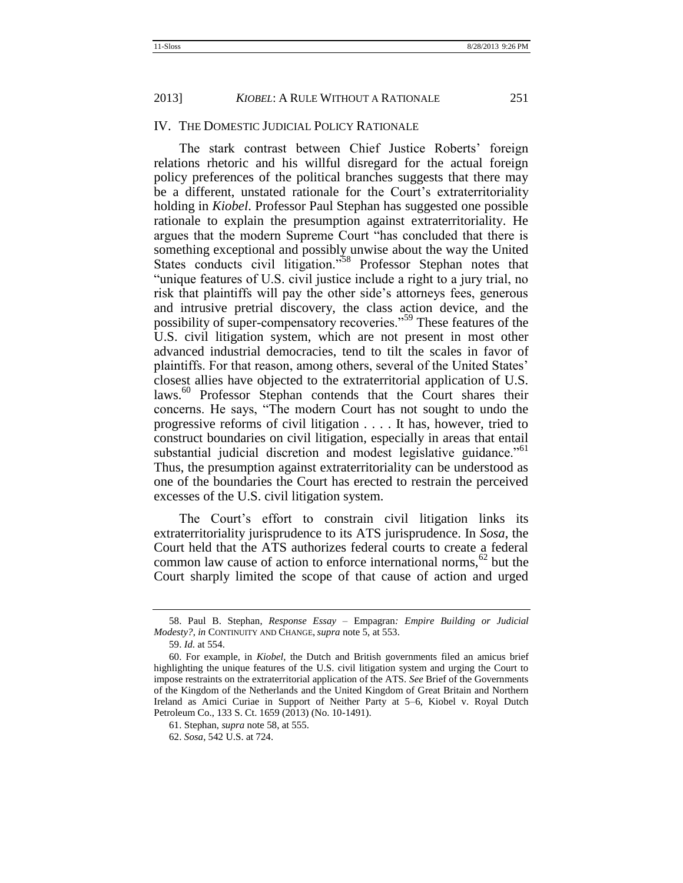## IV. THE DOMESTIC JUDICIAL POLICY RATIONALE

The stark contrast between Chief Justice Roberts' foreign relations rhetoric and his willful disregard for the actual foreign policy preferences of the political branches suggests that there may be a different, unstated rationale for the Court's extraterritoriality holding in *Kiobel*. Professor Paul Stephan has suggested one possible rationale to explain the presumption against extraterritoriality. He argues that the modern Supreme Court "has concluded that there is something exceptional and possibly unwise about the way the United States conducts civil litigation."[58] Professor Stephan notes that "unique features of U.S. civil justice include a right to a jury trial, no risk that plaintiffs will pay the other side's attorneys fees, generous and intrusive pretrial discovery, the class action device, and the possibility of super-compensatory recoveries."[59] These features of the U.S. civil litigation system, which are not present in most other advanced industrial democracies, tend to tilt the scales in favor of plaintiffs. For that reason, among others, several of the United States' closest allies have objected to the extraterritorial application of U.S. laws.[60] Professor Stephan contends that the Court shares their concerns. He says, "The modern Court has not sought to undo the progressive reforms of civil litigation . . . . It has, however, tried to construct boundaries on civil litigation, especially in areas that entail substantial judicial discretion and modest legislative guidance."[61] Thus, the presumption against extraterritoriality can be understood as one of the boundaries the Court has erected to restrain the perceived excesses of the U.S. civil litigation system.

The Court's effort to constrain civil litigation links its extraterritoriality jurisprudence to its ATS jurisprudence. In *Sosa*, the Court held that the ATS authorizes federal courts to create a federal common law cause of action to enforce international norms,[62] but the Court sharply limited the scope of that cause of action and urged

---

58. Paul B. Stephan, *Response Essay* – Empagran*: Empire Building or Judicial Modesty?*, *in* CONTINUITY AND CHANGE, *supra* note 5, at 553.

59. *Id.* at 554.

60. For example, in *Kiobel*, the Dutch and British governments filed an amicus brief highlighting the unique features of the U.S. civil litigation system and urging the Court to impose restraints on the extraterritorial application of the ATS. *See* Brief of the Governments of the Kingdom of the Netherlands and the United Kingdom of Great Britain and Northern Ireland as Amici Curiae in Support of Neither Party at 5–6, Kiobel v. Royal Dutch Petroleum Co., 133 S. Ct. 1659 (2013) (No. 10-1491).

61. Stephan, *supra* note 58, at 555.

62. *Sosa*, 542 U.S. at 724.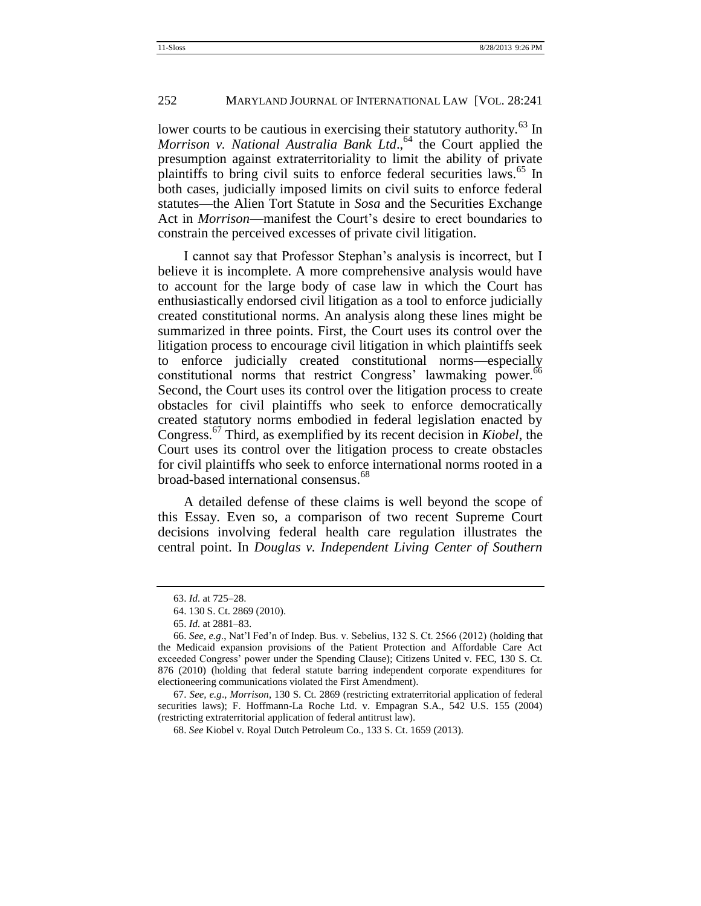lower courts to be cautious in exercising their statutory authority.[63] In *Morrison v. National Australia Bank Ltd.*,[64] the Court applied the presumption against extraterritoriality to limit the ability of private plaintiffs to bring civil suits to enforce federal securities laws.[65] In both cases, judicially imposed limits on civil suits to enforce federal statutes—the Alien Tort Statute in *Sosa* and the Securities Exchange Act in *Morrison*—manifest the Court's desire to erect boundaries to constrain the perceived excesses of private civil litigation.

I cannot say that Professor Stephan's analysis is incorrect, but I believe it is incomplete. A more comprehensive analysis would have to account for the large body of case law in which the Court has enthusiastically endorsed civil litigation as a tool to enforce judicially created constitutional norms. An analysis along these lines might be summarized in three points. First, the Court uses its control over the litigation process to encourage civil litigation in which plaintiffs seek to enforce judicially created constitutional norms—especially constitutional norms that restrict Congress' lawmaking power.[66] Second, the Court uses its control over the litigation process to create obstacles for civil plaintiffs who seek to enforce democratically created statutory norms embodied in federal legislation enacted by Congress.[67] Third, as exemplified by its recent decision in *Kiobel*, the Court uses its control over the litigation process to create obstacles for civil plaintiffs who seek to enforce international norms rooted in a broad-based international consensus.[68]

A detailed defense of these claims is well beyond the scope of this Essay. Even so, a comparison of two recent Supreme Court decisions involving federal health care regulation illustrates the central point. In *Douglas v. Independent Living Center of Southern*

---

63. *Id.* at 725–28.

64. 130 S. Ct. 2869 (2010).

65. *Id.* at 2881–83.

66. *See, e.g.*, Nat'l Fed'n of Indep. Bus. v. Sebelius, 132 S. Ct. 2566 (2012) (holding that the Medicaid expansion provisions of the Patient Protection and Affordable Care Act exceeded Congress' power under the Spending Clause); Citizens United v. FEC, 130 S. Ct. 876 (2010) (holding that federal statute barring independent corporate expenditures for electioneering communications violated the First Amendment).

67. *See, e.g.*, *Morrison*, 130 S. Ct. 2869 (restricting extraterritorial application of federal securities laws); F. Hoffmann-La Roche Ltd. v. Empagran S.A., 542 U.S. 155 (2004) (restricting extraterritorial application of federal antitrust law).

68. *See* Kiobel v. Royal Dutch Petroleum Co., 133 S. Ct. 1659 (2013).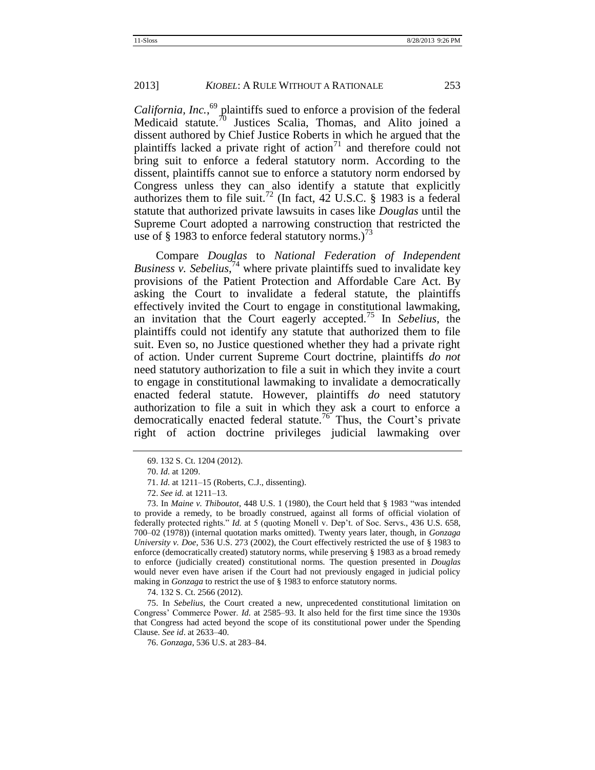*California, Inc.*,[69] plaintiffs sued to enforce a provision of the federal Medicaid statute.[70] Justices Scalia, Thomas, and Alito joined a dissent authored by Chief Justice Roberts in which he argued that the plaintiffs lacked a private right of action[71] and therefore could not bring suit to enforce a federal statutory norm. According to the dissent, plaintiffs cannot sue to enforce a statutory norm endorsed by Congress unless they can also identify a statute that explicitly authorizes them to file suit.[72] (In fact, 42 U.S.C. § 1983 is a federal statute that authorized private lawsuits in cases like *Douglas* until the Supreme Court adopted a narrowing construction that restricted the use of § 1983 to enforce federal statutory norms.)[73]

Compare *Douglas* to *National Federation of Independent Business v. Sebelius*,[74] where private plaintiffs sued to invalidate key provisions of the Patient Protection and Affordable Care Act. By asking the Court to invalidate a federal statute, the plaintiffs effectively invited the Court to engage in constitutional lawmaking, an invitation that the Court eagerly accepted.[75] In *Sebelius*, the plaintiffs could not identify any statute that authorized them to file suit. Even so, no Justice questioned whether they had a private right of action. Under current Supreme Court doctrine, plaintiffs *do not* need statutory authorization to file a suit in which they invite a court to engage in constitutional lawmaking to invalidate a democratically enacted federal statute. However, plaintiffs *do* need statutory authorization to file a suit in which they ask a court to enforce a democratically enacted federal statute.[76] Thus, the Court's private right of action doctrine privileges judicial lawmaking over

---

69. 132 S. Ct. 1204 (2012).

70. *Id.* at 1209.

71. *Id.* at 1211–15 (Roberts, C.J., dissenting).

72. *See id.* at 1211–13.

73. In *Maine v. Thiboutot*, 448 U.S. 1 (1980), the Court held that § 1983 "was intended to provide a remedy, to be broadly construed, against all forms of official violation of federally protected rights." *Id.* at 5 (quoting Monell v. Dep't. of Soc. Servs., 436 U.S. 658, 700–02 (1978)) (internal quotation marks omitted). Twenty years later, though, in *Gonzaga University v. Doe*, 536 U.S. 273 (2002), the Court effectively restricted the use of § 1983 to enforce (democratically created) statutory norms, while preserving § 1983 as a broad remedy to enforce (judicially created) constitutional norms. The question presented in *Douglas* would never even have arisen if the Court had not previously engaged in judicial policy making in *Gonzaga* to restrict the use of § 1983 to enforce statutory norms.

74. 132 S. Ct. 2566 (2012).

75. In *Sebelius*, the Court created a new, unprecedented constitutional limitation on Congress' Commerce Power. *Id.* at 2585–93. It also held for the first time since the 1930s that Congress had acted beyond the scope of its constitutional power under the Spending Clause. *See id*. at 2633–40.

76. *Gonzaga*, 536 U.S. at 283–84.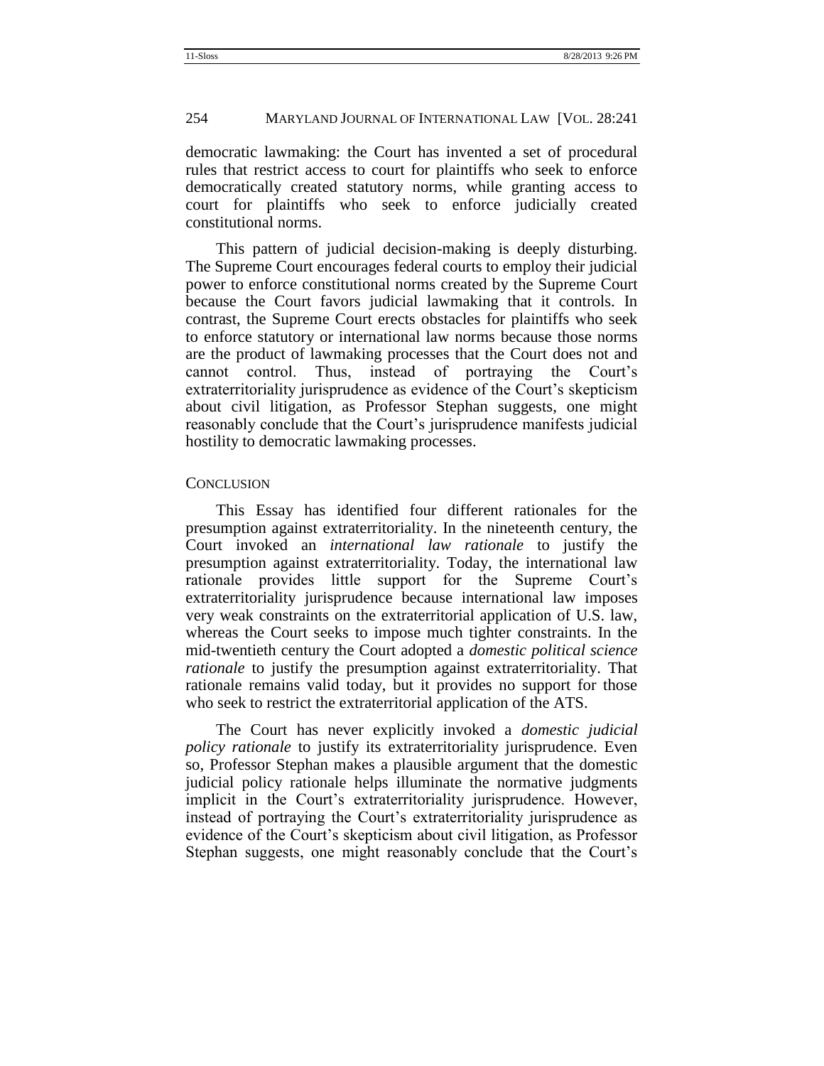democratic lawmaking: the Court has invented a set of procedural rules that restrict access to court for plaintiffs who seek to enforce democratically created statutory norms, while granting access to court for plaintiffs who seek to enforce judicially created constitutional norms.

This pattern of judicial decision-making is deeply disturbing. The Supreme Court encourages federal courts to employ their judicial power to enforce constitutional norms created by the Supreme Court because the Court favors judicial lawmaking that it controls. In contrast, the Supreme Court erects obstacles for plaintiffs who seek to enforce statutory or international law norms because those norms are the product of lawmaking processes that the Court does not and cannot control. Thus, instead of portraying the Court's extraterritoriality jurisprudence as evidence of the Court's skepticism about civil litigation, as Professor Stephan suggests, one might reasonably conclude that the Court's jurisprudence manifests judicial hostility to democratic lawmaking processes.

## CONCLUSION

This Essay has identified four different rationales for the presumption against extraterritoriality. In the nineteenth century, the Court invoked an *international law rationale* to justify the presumption against extraterritoriality. Today, the international law rationale provides little support for the Supreme Court's extraterritoriality jurisprudence because international law imposes very weak constraints on the extraterritorial application of U.S. law, whereas the Court seeks to impose much tighter constraints. In the mid-twentieth century the Court adopted a *domestic political science rationale* to justify the presumption against extraterritoriality. That rationale remains valid today, but it provides no support for those who seek to restrict the extraterritorial application of the ATS.

The Court has never explicitly invoked a *domestic judicial policy rationale* to justify its extraterritoriality jurisprudence. Even so, Professor Stephan makes a plausible argument that the domestic judicial policy rationale helps illuminate the normative judgments implicit in the Court's extraterritoriality jurisprudence. However, instead of portraying the Court's extraterritoriality jurisprudence as evidence of the Court's skepticism about civil litigation, as Professor Stephan suggests, one might reasonably conclude that the Court's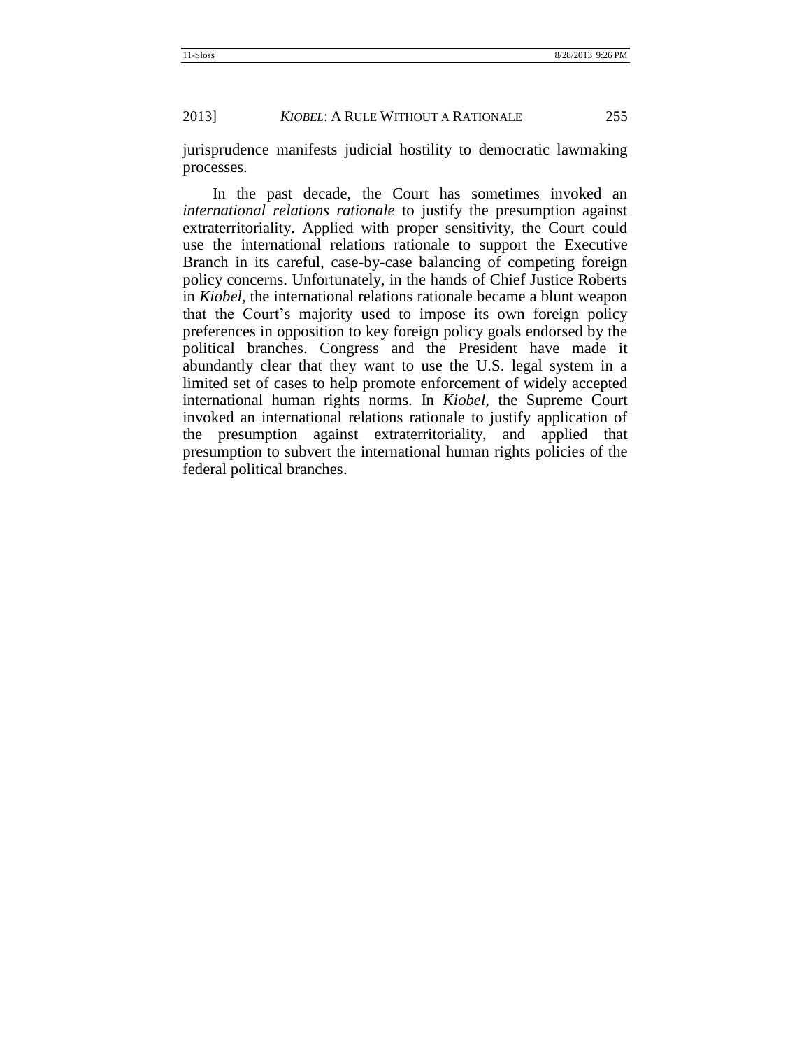jurisprudence manifests judicial hostility to democratic lawmaking processes.

In the past decade, the Court has sometimes invoked an *international relations rationale* to justify the presumption against extraterritoriality. Applied with proper sensitivity, the Court could use the international relations rationale to support the Executive Branch in its careful, case-by-case balancing of competing foreign policy concerns. Unfortunately, in the hands of Chief Justice Roberts in *Kiobel*, the international relations rationale became a blunt weapon that the Court's majority used to impose its own foreign policy preferences in opposition to key foreign policy goals endorsed by the political branches. Congress and the President have made it abundantly clear that they want to use the U.S. legal system in a limited set of cases to help promote enforcement of widely accepted international human rights norms. In *Kiobel*, the Supreme Court invoked an international relations rationale to justify application of the presumption against extraterritoriality, and applied that presumption to subvert the international human rights policies of the federal political branches.